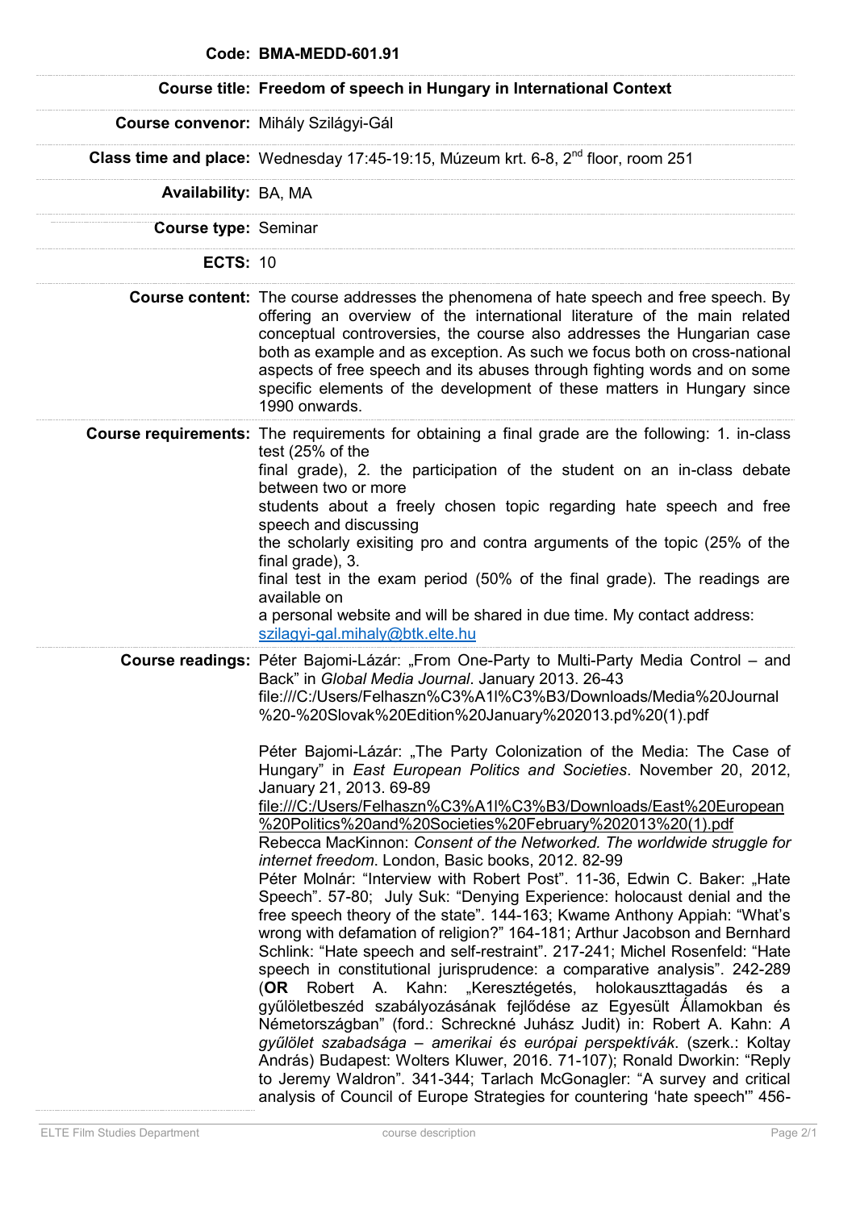| | |
|---|---|
| **Code:** | **BMA-MEDD-601.91** |
| **Course title:** | **Freedom of speech in Hungary in International Context** |
| **Course convenor:** | Mihály Szilágyi-Gál |
| **Class time and place:** | Wednesday 17:45-19:15, Múzeum krt. 6-8, 2nd floor, room 251 |
| **Availability:** | BA, MA |
| **Course type:** | Seminar |
| **ECTS:** | 10 |
| **Course content:** | The course addresses the phenomena of hate speech and free speech. By offering an overview of the international literature of the main related conceptual controversies, the course also addresses the Hungarian case both as example and as exception. As such we focus both on cross-national aspects of free speech and its abuses through fighting words and on some specific elements of the development of these matters in Hungary since 1990 onwards. |
| **Course requirements:** | The requirements for obtaining a final grade are the following: 1. in-class test (25% of the final grade), 2. the participation of the student on an in-class debate between two or more students about a freely chosen topic regarding hate speech and free speech and discussing the scholarly exisiting pro and contra arguments of the topic (25% of the final grade), 3. final test in the exam period (50% of the final grade). The readings are available on a personal website and will be shared in due time. My contact address: szilagyi-gal.mihaly@btk.elte.hu |
| **Course readings:** | Péter Bajomi-Lázár: „From One-Party to Multi-Party Media Control – and Back" in *Global Media Journal*. January 2013. 26-43 file:///C:/Users/Felhaszn%C3%A1l%C3%B3/Downloads/Media%20Journal%20-%20Slovak%20Edition%20January%202013.pd%20(1).pdf<br><br>Péter Bajomi-Lázár: „The Party Colonization of the Media: The Case of Hungary" in *East European Politics and Societies*. November 20, 2012, January 21, 2013. 69-89 file:///C:/Users/Felhaszn%C3%A1l%C3%B3/Downloads/East%20European%20Politics%20and%20Societies%20February%202013%20(1).pdf<br>Rebecca MacKinnon: *Consent of the Networked. The worldwide struggle for internet freedom*. London, Basic books, 2012. 82-99<br>Péter Molnár: "Interview with Robert Post". 11-36, Edwin C. Baker: „Hate Speech". 57-80; July Suk: "Denying Experience: holocaust denial and the free speech theory of the state". 144-163; Kwame Anthony Appiah: "What's wrong with defamation of religion?" 164-181; Arthur Jacobson and Bernhard Schlink: "Hate speech and self-restraint". 217-241; Michel Rosenfeld: "Hate speech in constitutional jurisprudence: a comparative analysis". 242-289 (**OR** Robert A. Kahn: „Keresztégetés, holokauszttagadás és a gyűlöletbeszéd szabályozásának fejlődése az Egyesült Államokban és Németországban" (ford.: Schreckné Juhász Judit) in: Robert A. Kahn: *A gyűlölet szabadsága – amerikai és európai perspektívák*. (szerk.: Koltay András) Budapest: Wolters Kluwer, 2016. 71-107); Ronald Dworkin: "Reply to Jeremy Waldron". 341-344; Tarlach McGonagler: "A survey and critical analysis of Council of Europe Strategies for countering 'hate speech'" 456- |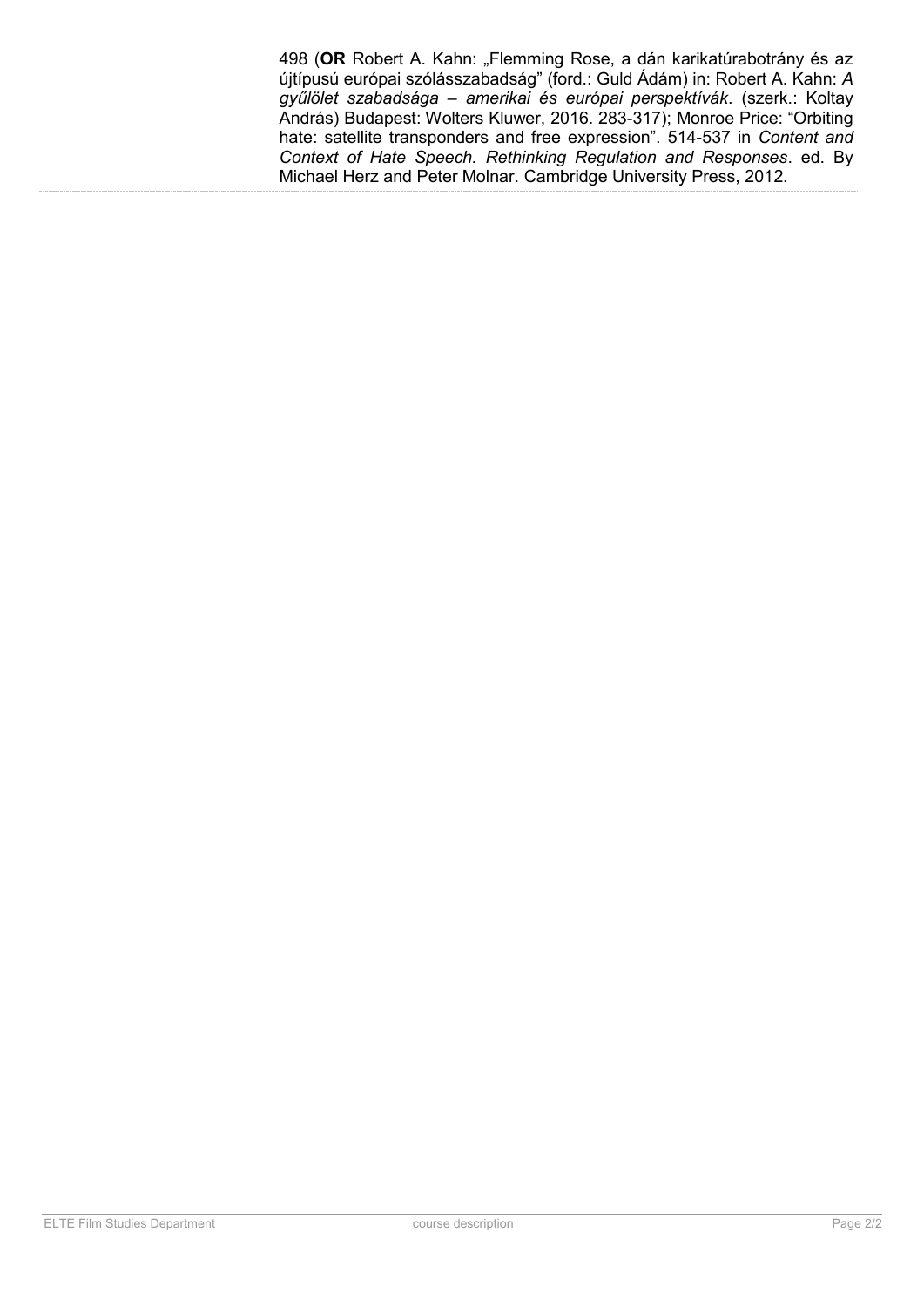498 (**OR** Robert A. Kahn: „Flemming Rose, a dán karikatúrabotrány és az újtípusú európai szólásszabadság" (ford.: Guld Ádám) in: Robert A. Kahn: *A gyűlölet szabadsága – amerikai és európai perspektívák*. (szerk.: Koltay András) Budapest: Wolters Kluwer, 2016. 283-317); Monroe Price: "Orbiting hate: satellite transponders and free expression". 514-537 in *Content and Context of Hate Speech. Rethinking Regulation and Responses*. ed. By Michael Herz and Peter Molnar. Cambridge University Press, 2012.